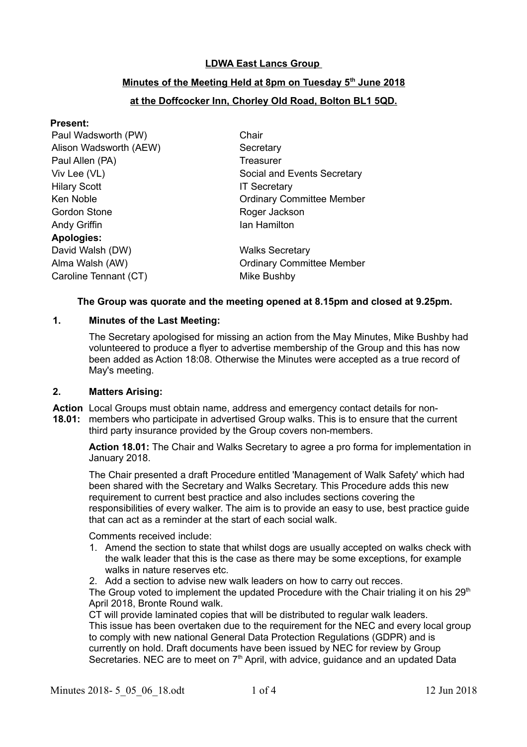**LDWA East Lancs Group**

**Minutes of the Meeting Held at 8pm on Tuesday 5th June 2018**

**at the Doffcocker Inn, Chorley Old Road, Bolton BL1 5QD.**

**Present:**

| | |
|---|---|
| Paul Wadsworth (PW) | Chair |
| Alison Wadsworth (AEW) | Secretary |
| Paul Allen (PA) | Treasurer |
| Viv Lee (VL) | Social and Events Secretary |
| Hilary Scott | IT Secretary |
| Ken Noble | Ordinary Committee Member |
| Gordon Stone | Roger Jackson |
| Andy Griffin | Ian Hamilton |

**Apologies:**

| | |
|---|---|
| David Walsh (DW) | Walks Secretary |
| Alma Walsh (AW) | Ordinary Committee Member |
| Caroline Tennant (CT) | Mike Bushby |

**The Group was quorate and the meeting opened at 8.15pm and closed at 9.25pm.**

**1. Minutes of the Last Meeting:**

The Secretary apologised for missing an action from the May Minutes, Mike Bushby had volunteered to produce a flyer to advertise membership of the Group and this has now been added as Action 18:08. Otherwise the Minutes were accepted as a true record of May's meeting.

**2. Matters Arising:**

**Action 18.01:** Local Groups must obtain name, address and emergency contact details for non-members who participate in advertised Group walks. This is to ensure that the current third party insurance provided by the Group covers non-members.

**Action 18.01:** The Chair and Walks Secretary to agree a pro forma for implementation in January 2018.

The Chair presented a draft Procedure entitled 'Management of Walk Safety' which had been shared with the Secretary and Walks Secretary. This Procedure adds this new requirement to current best practice and also includes sections covering the responsibilities of every walker. The aim is to provide an easy to use, best practice guide that can act as a reminder at the start of each social walk.

Comments received include:

1. Amend the section to state that whilst dogs are usually accepted on walks check with the walk leader that this is the case as there may be some exceptions, for example walks in nature reserves etc.
2. Add a section to advise new walk leaders on how to carry out recces.

The Group voted to implement the updated Procedure with the Chair trialing it on his 29th April 2018, Bronte Round walk.

CT will provide laminated copies that will be distributed to regular walk leaders.

This issue has been overtaken due to the requirement for the NEC and every local group to comply with new national General Data Protection Regulations (GDPR) and is currently on hold. Draft documents have been issued by NEC for review by Group Secretaries. NEC are to meet on 7th April, with advice, guidance and an updated Data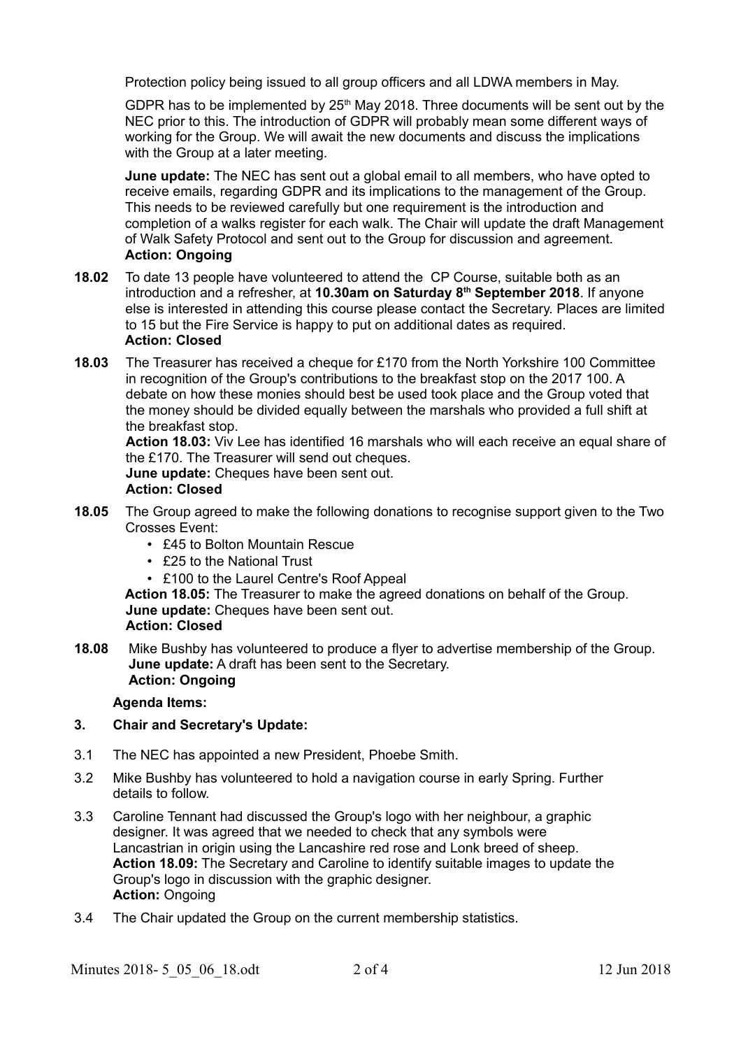Protection policy being issued to all group officers and all LDWA members in May.

GDPR has to be implemented by 25th May 2018. Three documents will be sent out by the NEC prior to this. The introduction of GDPR will probably mean some different ways of working for the Group. We will await the new documents and discuss the implications with the Group at a later meeting.

**June update:** The NEC has sent out a global email to all members, who have opted to receive emails, regarding GDPR and its implications to the management of the Group. This needs to be reviewed carefully but one requirement is the introduction and completion of a walks register for each walk. The Chair will update the draft Management of Walk Safety Protocol and sent out to the Group for discussion and agreement.
**Action: Ongoing**

**18.02** To date 13 people have volunteered to attend the CP Course, suitable both as an introduction and a refresher, at **10.30am on Saturday 8th September 2018**. If anyone else is interested in attending this course please contact the Secretary. Places are limited to 15 but the Fire Service is happy to put on additional dates as required.
**Action: Closed**

**18.03** The Treasurer has received a cheque for £170 from the North Yorkshire 100 Committee in recognition of the Group's contributions to the breakfast stop on the 2017 100. A debate on how these monies should best be used took place and the Group voted that the money should be divided equally between the marshals who provided a full shift at the breakfast stop.
**Action 18.03:** Viv Lee has identified 16 marshals who will each receive an equal share of the £170. The Treasurer will send out cheques.
**June update:** Cheques have been sent out.
**Action: Closed**

**18.05** The Group agreed to make the following donations to recognise support given to the Two Crosses Event:

- £45 to Bolton Mountain Rescue
- £25 to the National Trust
- £100 to the Laurel Centre's Roof Appeal

**Action 18.05:** The Treasurer to make the agreed donations on behalf of the Group.
**June update:** Cheques have been sent out.
**Action: Closed**

**18.08** Mike Bushby has volunteered to produce a flyer to advertise membership of the Group.
**June update:** A draft has been sent to the Secretary.
**Action: Ongoing**

**Agenda Items:**

**3. Chair and Secretary's Update:**

3.1 The NEC has appointed a new President, Phoebe Smith.

3.2 Mike Bushby has volunteered to hold a navigation course in early Spring. Further details to follow.

3.3 Caroline Tennant had discussed the Group's logo with her neighbour, a graphic designer. It was agreed that we needed to check that any symbols were Lancastrian in origin using the Lancashire red rose and Lonk breed of sheep.
**Action 18.09:** The Secretary and Caroline to identify suitable images to update the Group's logo in discussion with the graphic designer.
**Action:** Ongoing

3.4 The Chair updated the Group on the current membership statistics.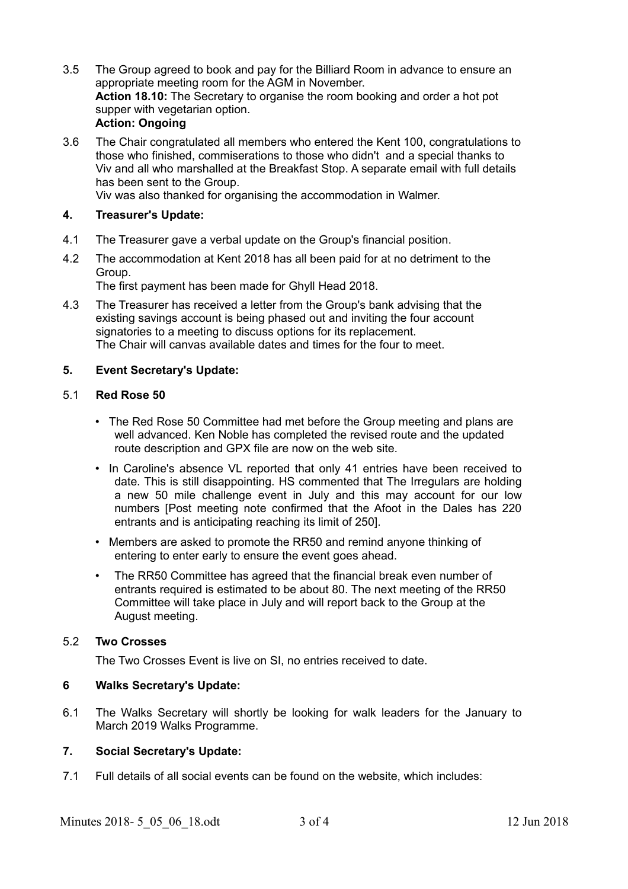3.5 The Group agreed to book and pay for the Billiard Room in advance to ensure an appropriate meeting room for the AGM in November.
**Action 18.10:** The Secretary to organise the room booking and order a hot pot supper with vegetarian option.
**Action: Ongoing**

3.6 The Chair congratulated all members who entered the Kent 100, congratulations to those who finished, commiserations to those who didn't and a special thanks to Viv and all who marshalled at the Breakfast Stop. A separate email with full details has been sent to the Group.
Viv was also thanked for organising the accommodation in Walmer.

## 4. Treasurer's Update:

4.1 The Treasurer gave a verbal update on the Group's financial position.

4.2 The accommodation at Kent 2018 has all been paid for at no detriment to the Group.
The first payment has been made for Ghyll Head 2018.

4.3 The Treasurer has received a letter from the Group's bank advising that the existing savings account is being phased out and inviting the four account signatories to a meeting to discuss options for its replacement.
The Chair will canvas available dates and times for the four to meet.

## 5. Event Secretary's Update:

### 5.1 Red Rose 50

- The Red Rose 50 Committee had met before the Group meeting and plans are well advanced. Ken Noble has completed the revised route and the updated route description and GPX file are now on the web site.
- In Caroline's absence VL reported that only 41 entries have been received to date. This is still disappointing. HS commented that The Irregulars are holding a new 50 mile challenge event in July and this may account for our low numbers [Post meeting note confirmed that the Afoot in the Dales has 220 entrants and is anticipating reaching its limit of 250].
- Members are asked to promote the RR50 and remind anyone thinking of entering to enter early to ensure the event goes ahead.
- The RR50 Committee has agreed that the financial break even number of entrants required is estimated to be about 80. The next meeting of the RR50 Committee will take place in July and will report back to the Group at the August meeting.

### 5.2 Two Crosses

The Two Crosses Event is live on SI, no entries received to date.

## 6 Walks Secretary's Update:

6.1 The Walks Secretary will shortly be looking for walk leaders for the January to March 2019 Walks Programme.

## 7. Social Secretary's Update:

7.1 Full details of all social events can be found on the website, which includes: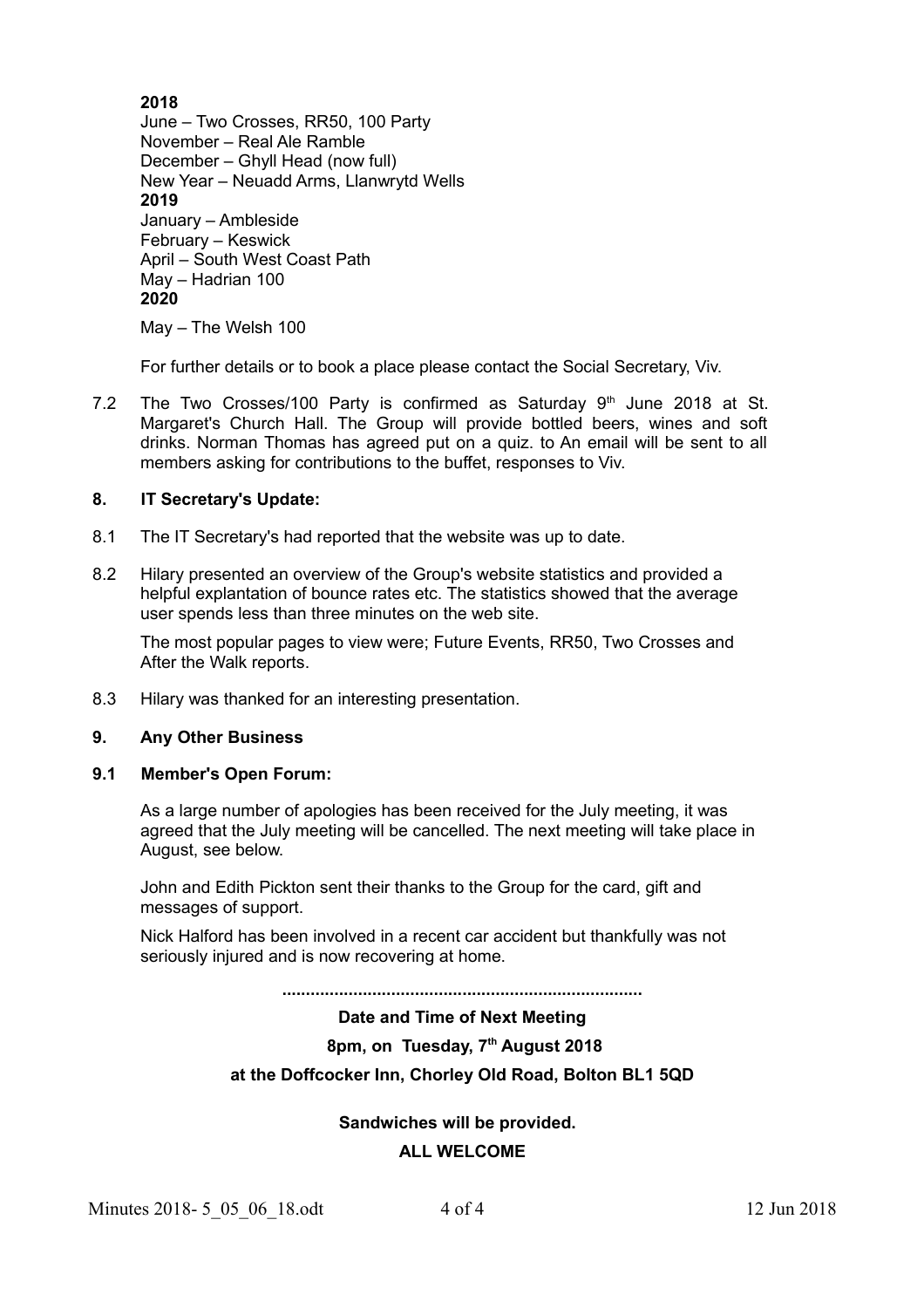**2018**
June – Two Crosses, RR50, 100 Party
November – Real Ale Ramble
December – Ghyll Head (now full)
New Year – Neuadd Arms, Llanwrytd Wells
**2019**
January – Ambleside
February – Keswick
April – South West Coast Path
May – Hadrian 100
**2020**

May – The Welsh 100

For further details or to book a place please contact the Social Secretary, Viv.

7.2 The Two Crosses/100 Party is confirmed as Saturday 9th June 2018 at St. Margaret's Church Hall. The Group will provide bottled beers, wines and soft drinks. Norman Thomas has agreed put on a quiz. to An email will be sent to all members asking for contributions to the buffet, responses to Viv.

## 8. IT Secretary's Update:

8.1 The IT Secretary's had reported that the website was up to date.

8.2 Hilary presented an overview of the Group's website statistics and provided a helpful explantation of bounce rates etc. The statistics showed that the average user spends less than three minutes on the web site.

The most popular pages to view were; Future Events, RR50, Two Crosses and After the Walk reports.

8.3 Hilary was thanked for an interesting presentation.

## 9. Any Other Business

### 9.1 Member's Open Forum:

As a large number of apologies has been received for the July meeting, it was agreed that the July meeting will be cancelled. The next meeting will take place in August, see below.

John and Edith Pickton sent their thanks to the Group for the card, gift and messages of support.

Nick Halford has been involved in a recent car accident but thankfully was not seriously injured and is now recovering at home.

...........................................................................

**Date and Time of Next Meeting**

**8pm, on Tuesday, 7th August 2018**

**at the Doffcocker Inn, Chorley Old Road, Bolton BL1 5QD**

**Sandwiches will be provided.**

**ALL WELCOME**